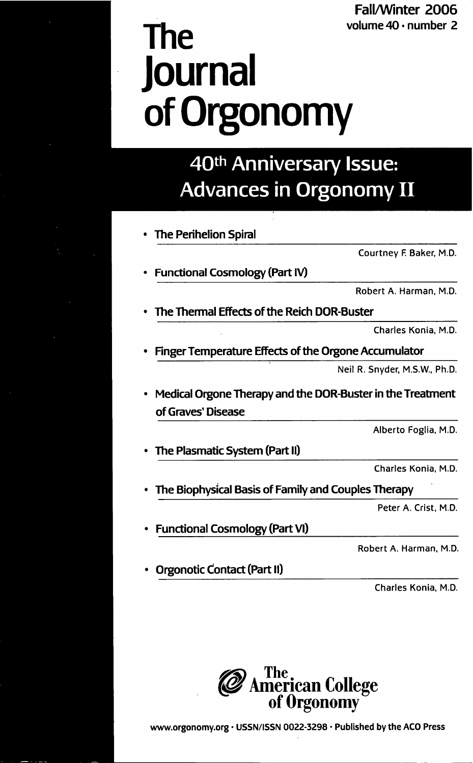Fall/Winter 2006
volume 40 · number 2

# The Journal of Orgonomy

## 40th Anniversary Issue: Advances in Orgonomy II

- **The Perihelion Spiral**
  Courtney F. Baker, M.D.
- **Functional Cosmology (Part IV)**
  Robert A. Harman, M.D.
- **The Thermal Effects of the Reich DOR-Buster**
  Charles Konia, M.D.
- **Finger Temperature Effects of the Orgone Accumulator**
  Neil R. Snyder, M.S.W., Ph.D.
- **Medical Orgone Therapy and the DOR-Buster in the Treatment of Graves' Disease**
  Alberto Foglia, M.D.
- **The Plasmatic System (Part II)**
  Charles Konia, M.D.
- **The Biophysical Basis of Family and Couples Therapy**
  Peter A. Crist, M.D.
- **Functional Cosmology (Part VI)**
  Robert A. Harman, M.D.
- **Orgonotic Contact (Part II)**
  Charles Konia, M.D.

The American College of Orgonomy

www.orgonomy.org · USSN/ISSN 0022-3298 · Published by the ACO Press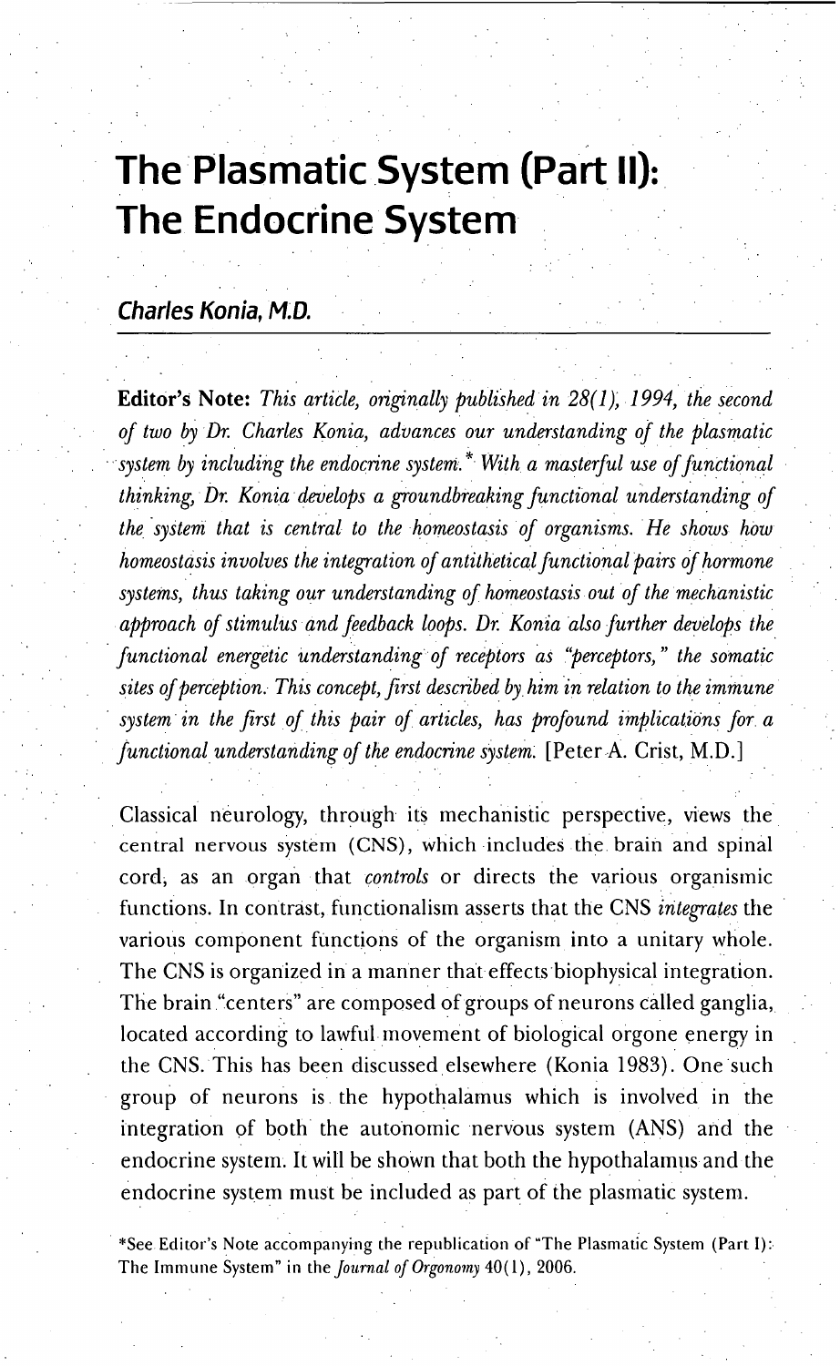# The Plasmatic System (Part II): The Endocrine System

## *Charles Konia, M.D.*

**Editor's Note:** *This article, originally published in 28(1), 1994, the second of two by Dr. Charles Konia, advances our understanding of the plasmatic system by including the endocrine system.\* With a masterful use of functional thinking, Dr. Konia develops a groundbreaking functional understanding of the system that is central to the homeostasis of organisms. He shows how homeostasis involves the integration of antithetical functional pairs of hormone systems, thus taking our understanding of homeostasis out of the mechanistic approach of stimulus and feedback loops. Dr. Konia also further develops the functional energetic understanding of receptors as "perceptors," the somatic sites of perception. This concept, first described by him in relation to the immune system in the first of this pair of articles, has profound implications for a functional understanding of the endocrine system.* [Peter A. Crist, M.D.]

Classical neurology, through its mechanistic perspective, views the central nervous system (CNS), which includes the brain and spinal cord, as an organ that *controls* or directs the various organismic functions. In contrast, functionalism asserts that the CNS *integrates* the various component functions of the organism into a unitary whole. The CNS is organized in a manner that effects biophysical integration. The brain "centers" are composed of groups of neurons called ganglia, located according to lawful movement of biological orgone energy in the CNS. This has been discussed elsewhere (Konia 1983). One such group of neurons is the hypothalamus which is involved in the integration of both the autonomic nervous system (ANS) and the endocrine system. It will be shown that both the hypothalamus and the endocrine system must be included as part of the plasmatic system.

\*See Editor's Note accompanying the republication of "The Plasmatic System (Part I): The Immune System" in the *Journal of Orgonomy* 40(1), 2006.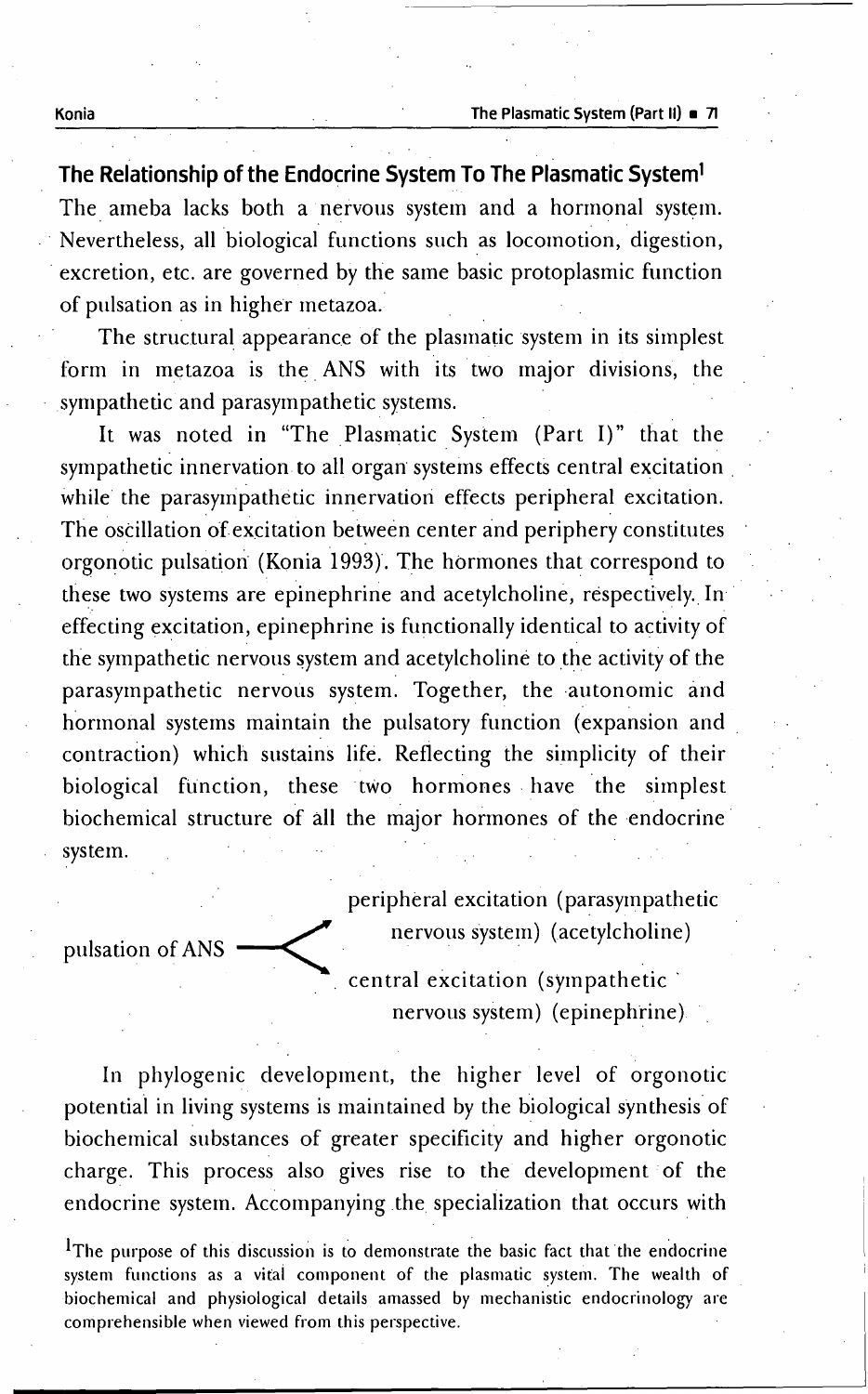## The Relationship of the Endocrine System To The Plasmatic System[1]

The ameba lacks both a nervous system and a hormonal system. Nevertheless, all biological functions such as locomotion, digestion, excretion, etc. are governed by the same basic protoplasmic function of pulsation as in higher metazoa.

The structural appearance of the plasmatic system in its simplest form in metazoa is the ANS with its two major divisions, the sympathetic and parasympathetic systems.

It was noted in "The Plasmatic System (Part I)" that the sympathetic innervation to all organ systems effects central excitation while the parasympathetic innervation effects peripheral excitation. The oscillation of excitation between center and periphery constitutes orgonotic pulsation (Konia 1993). The hormones that correspond to these two systems are epinephrine and acetylcholine, respectively. In effecting excitation, epinephrine is functionally identical to activity of the sympathetic nervous system and acetylcholine to the activity of the parasympathetic nervous system. Together, the autonomic and hormonal systems maintain the pulsatory function (expansion and contraction) which sustains life. Reflecting the simplicity of their biological function, these two hormones have the simplest biochemical structure of all the major hormones of the endocrine system.

```
                    ↗ peripheral excitation (parasympathetic
                         nervous system) (acetylcholine)
pulsation of ANS ──<
                    ↘ central excitation (sympathetic
                         nervous system) (epinephrine)
```

In phylogenic development, the higher level of orgonotic potential in living systems is maintained by the biological synthesis of biochemical substances of greater specificity and higher orgonotic charge. This process also gives rise to the development of the endocrine system. Accompanying the specialization that occurs with

[1] The purpose of this discussion is to demonstrate the basic fact that the endocrine system functions as a vital component of the plasmatic system. The wealth of biochemical and physiological details amassed by mechanistic endocrinology are comprehensible when viewed from this perspective.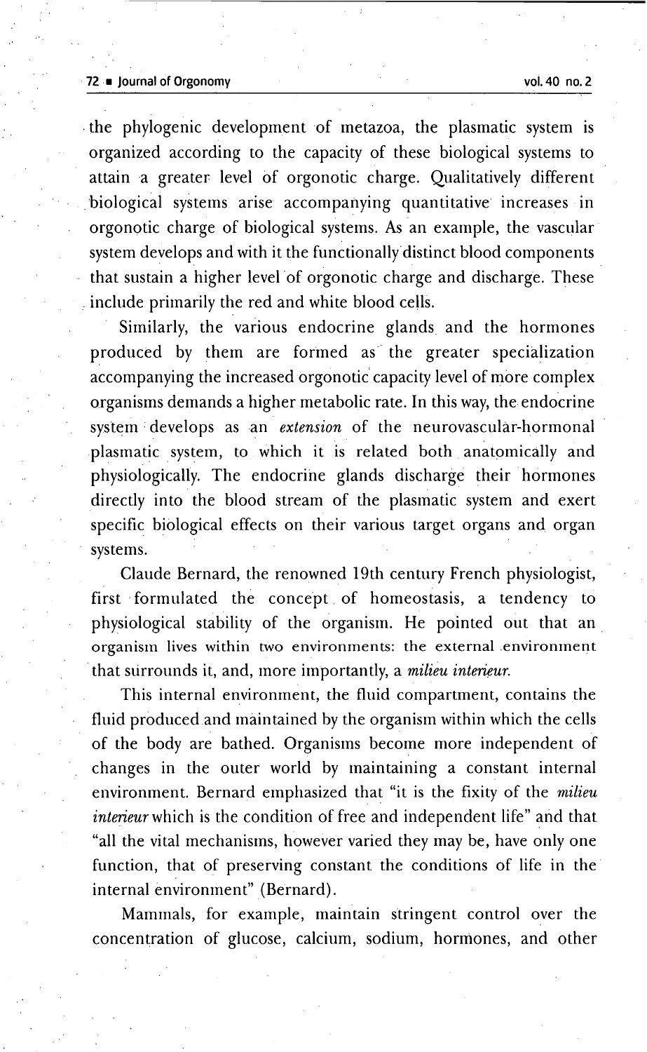the phylogenic development of metazoa, the plasmatic system is organized according to the capacity of these biological systems to attain a greater level of orgonotic charge. Qualitatively different biological systems arise accompanying quantitative increases in orgonotic charge of biological systems. As an example, the vascular system develops and with it the functionally distinct blood components that sustain a higher level of orgonotic charge and discharge. These include primarily the red and white blood cells.

Similarly, the various endocrine glands and the hormones produced by them are formed as the greater specialization accompanying the increased orgonotic capacity level of more complex organisms demands a higher metabolic rate. In this way, the endocrine system develops as an *extension* of the neurovascular-hormonal plasmatic system, to which it is related both anatomically and physiologically. The endocrine glands discharge their hormones directly into the blood stream of the plasmatic system and exert specific biological effects on their various target organs and organ systems.

Claude Bernard, the renowned 19th century French physiologist, first formulated the concept of homeostasis, a tendency to physiological stability of the organism. He pointed out that an organism lives within two environments: the external environment that surrounds it, and, more importantly, a *milieu interieur.*

This internal environment, the fluid compartment, contains the fluid produced and maintained by the organism within which the cells of the body are bathed. Organisms become more independent of changes in the outer world by maintaining a constant internal environment. Bernard emphasized that "it is the fixity of the *milieu interieur* which is the condition of free and independent life" and that "all the vital mechanisms, however varied they may be, have only one function, that of preserving constant the conditions of life in the internal environment" (Bernard).

Mammals, for example, maintain stringent control over the concentration of glucose, calcium, sodium, hormones, and other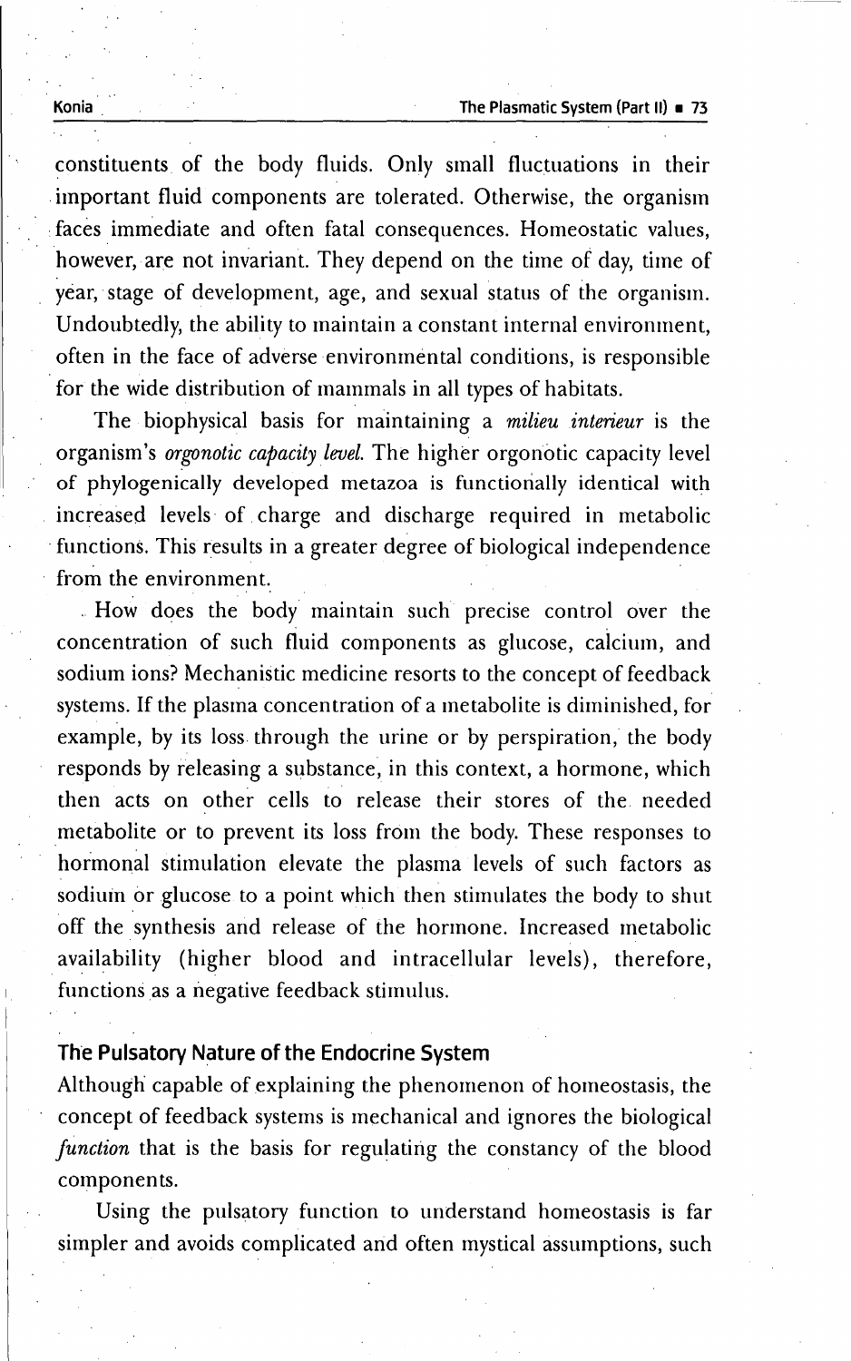constituents of the body fluids. Only small fluctuations in their important fluid components are tolerated. Otherwise, the organism faces immediate and often fatal consequences. Homeostatic values, however, are not invariant. They depend on the time of day, time of year, stage of development, age, and sexual status of the organism. Undoubtedly, the ability to maintain a constant internal environment, often in the face of adverse environmental conditions, is responsible for the wide distribution of mammals in all types of habitats.

The biophysical basis for maintaining a *milieu interieur* is the organism's *orgonotic capacity level*. The higher orgonotic capacity level of phylogenically developed metazoa is functionally identical with increased levels of charge and discharge required in metabolic functions. This results in a greater degree of biological independence from the environment.

How does the body maintain such precise control over the concentration of such fluid components as glucose, calcium, and sodium ions? Mechanistic medicine resorts to the concept of feedback systems. If the plasma concentration of a metabolite is diminished, for example, by its loss through the urine or by perspiration, the body responds by releasing a substance, in this context, a hormone, which then acts on other cells to release their stores of the needed metabolite or to prevent its loss from the body. These responses to hormonal stimulation elevate the plasma levels of such factors as sodium or glucose to a point which then stimulates the body to shut off the synthesis and release of the hormone. Increased metabolic availability (higher blood and intracellular levels), therefore, functions as a negative feedback stimulus.

## The Pulsatory Nature of the Endocrine System

Although capable of explaining the phenomenon of homeostasis, the concept of feedback systems is mechanical and ignores the biological *function* that is the basis for regulating the constancy of the blood components.

Using the pulsatory function to understand homeostasis is far simpler and avoids complicated and often mystical assumptions, such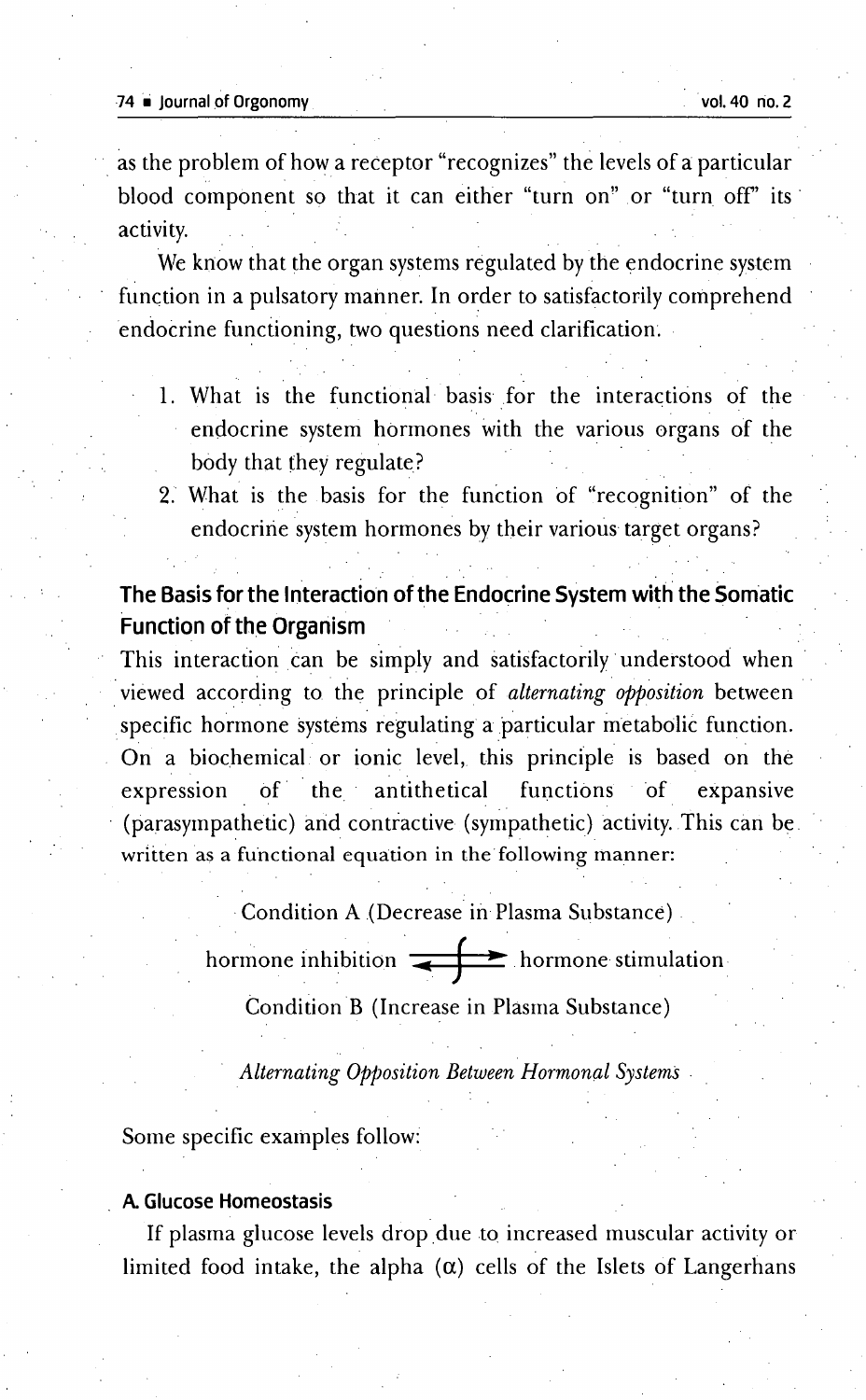as the problem of how a receptor "recognizes" the levels of a particular blood component so that it can either "turn on" or "turn off" its activity.

We know that the organ systems regulated by the endocrine system function in a pulsatory manner. In order to satisfactorily comprehend endocrine functioning, two questions need clarification.

1. What is the functional basis for the interactions of the endocrine system hormones with the various organs of the body that they regulate?
2. What is the basis for the function of "recognition" of the endocrine system hormones by their various target organs?

## The Basis for the Interaction of the Endocrine System with the Somatic Function of the Organism

This interaction can be simply and satisfactorily understood when viewed according to the principle of *alternating opposition* between specific hormone systems regulating a particular metabolic function. On a biochemical or ionic level, this principle is based on the expression of the antithetical functions of expansive (parasympathetic) and contractive (sympathetic) activity. This can be written as a functional equation in the following manner:

Condition A (Decrease in Plasma Substance)

$$\text{hormone inhibition} \rightleftarrows \text{hormone stimulation}$$

Condition B (Increase in Plasma Substance)

*Alternating Opposition Between Hormonal Systems*

Some specific examples follow:

### A. Glucose Homeostasis

If plasma glucose levels drop due to increased muscular activity or limited food intake, the alpha ($\alpha$) cells of the Islets of Langerhans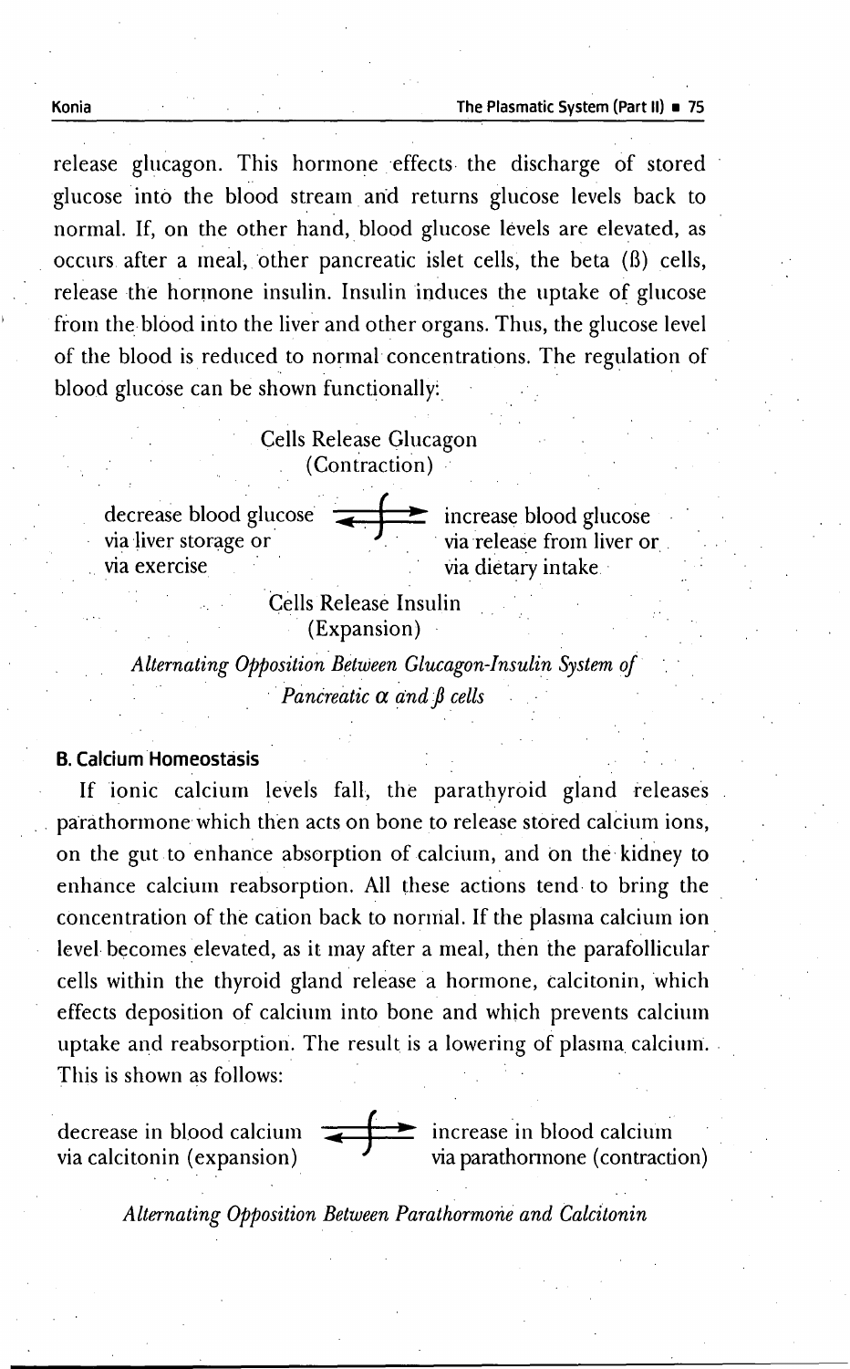release glucagon. This hormone effects the discharge of stored glucose into the blood stream and returns glucose levels back to normal. If, on the other hand, blood glucose levels are elevated, as occurs after a meal, other pancreatic islet cells, the beta (ß) cells, release the hormone insulin. Insulin induces the uptake of glucose from the blood into the liver and other organs. Thus, the glucose level of the blood is reduced to normal concentrations. The regulation of blood glucose can be shown functionally:

Cells Release Glucagon
(Contraction)

decrease blood glucose via liver storage or via exercise ⇄ increase blood glucose via release from liver or via dietary intake

Cells Release Insulin
(Expansion)

*Alternating Opposition Between Glucagon-Insulin System of Pancreatic $\alpha$ and $\beta$ cells*

### B. Calcium Homeostasis

If ionic calcium levels fall, the parathyroid gland releases parathormone which then acts on bone to release stored calcium ions, on the gut to enhance absorption of calcium, and on the kidney to enhance calcium reabsorption. All these actions tend to bring the concentration of the cation back to normal. If the plasma calcium ion level becomes elevated, as it may after a meal, then the parafollicular cells within the thyroid gland release a hormone, calcitonin, which effects deposition of calcium into bone and which prevents calcium uptake and reabsorption. The result is a lowering of plasma calcium. This is shown as follows:

decrease in blood calcium via calcitonin (expansion) ⇄ increase in blood calcium via parathormone (contraction)

*Alternating Opposition Between Parathormone and Calcitonin*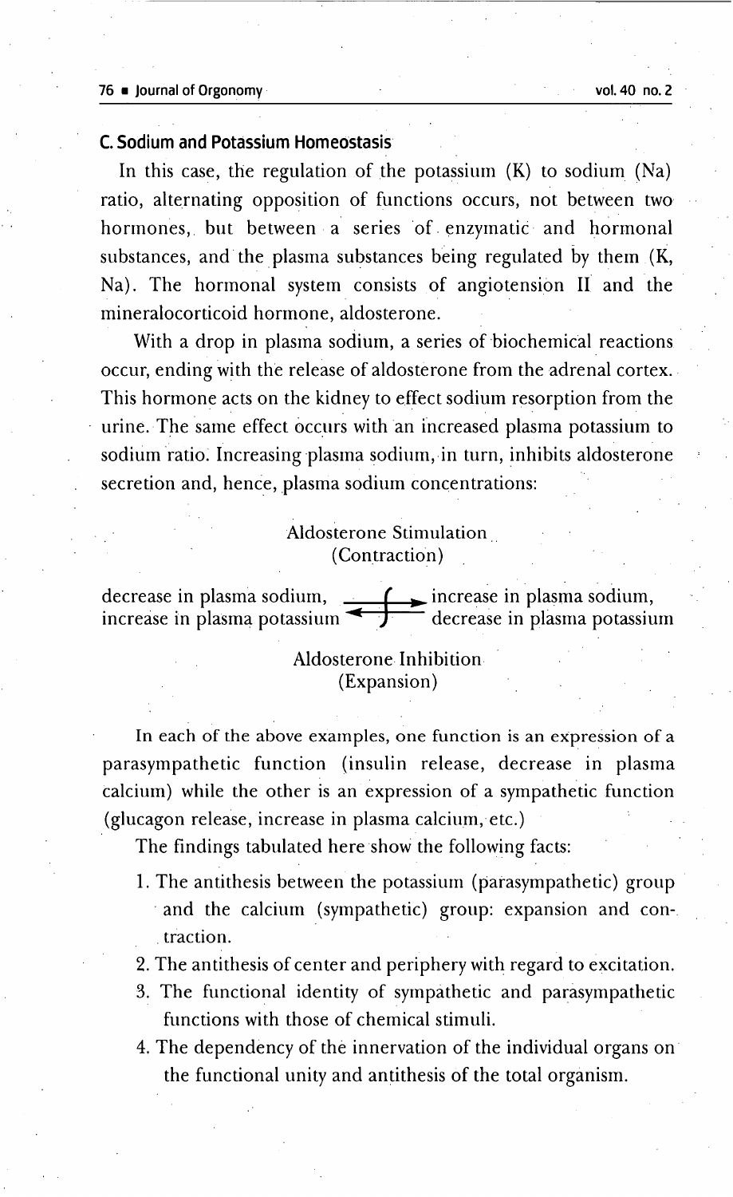### C. Sodium and Potassium Homeostasis

In this case, the regulation of the potassium (K) to sodium (Na) ratio, alternating opposition of functions occurs, not between two hormones, but between a series of enzymatic and hormonal substances, and the plasma substances being regulated by them (K, Na). The hormonal system consists of angiotension II and the mineralocorticoid hormone, aldosterone.

With a drop in plasma sodium, a series of biochemical reactions occur, ending with the release of aldosterone from the adrenal cortex. This hormone acts on the kidney to effect sodium resorption from the urine. The same effect occurs with an increased plasma potassium to sodium ratio. Increasing plasma sodium, in turn, inhibits aldosterone secretion and, hence, plasma sodium concentrations:

Aldosterone Stimulation
(Contraction)

decrease in plasma sodium, increase in plasma potassium ⇄ increase in plasma sodium, decrease in plasma potassium

Aldosterone Inhibition
(Expansion)

In each of the above examples, one function is an expression of a parasympathetic function (insulin release, decrease in plasma calcium) while the other is an expression of a sympathetic function (glucagon release, increase in plasma calcium, etc.)

The findings tabulated here show the following facts:

1. The antithesis between the potassium (parasympathetic) group and the calcium (sympathetic) group: expansion and contraction.
2. The antithesis of center and periphery with regard to excitation.
3. The functional identity of sympathetic and parasympathetic functions with those of chemical stimuli.
4. The dependency of the innervation of the individual organs on the functional unity and antithesis of the total organism.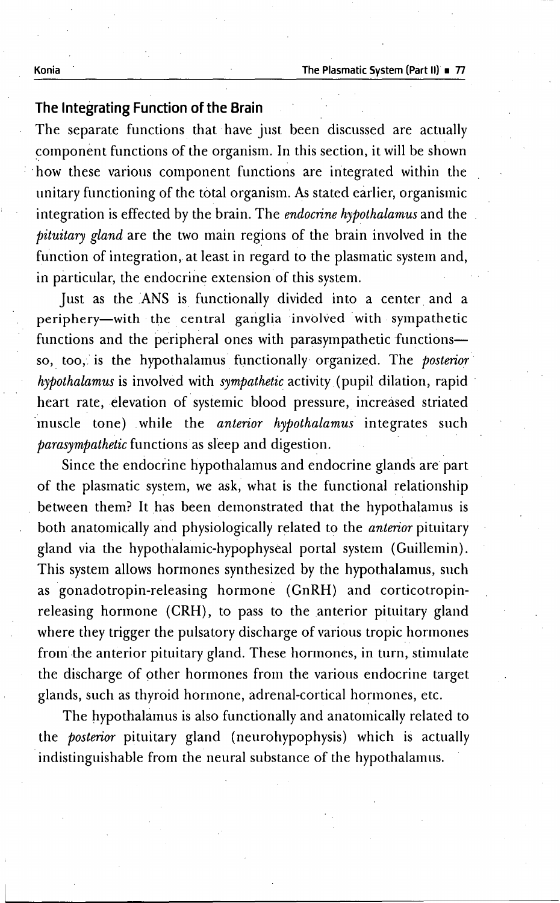## The Integrating Function of the Brain

The separate functions that have just been discussed are actually component functions of the organism. In this section, it will be shown how these various component functions are integrated within the unitary functioning of the total organism. As stated earlier, organismic integration is effected by the brain. The *endocrine hypothalamus* and the *pituitary gland* are the two main regions of the brain involved in the function of integration, at least in regard to the plasmatic system and, in particular, the endocrine extension of this system.

Just as the ANS is functionally divided into a center and a periphery—with the central ganglia involved with sympathetic functions and the peripheral ones with parasympathetic functions—so, too, is the hypothalamus functionally organized. The *posterior hypothalamus* is involved with *sympathetic* activity (pupil dilation, rapid heart rate, elevation of systemic blood pressure, increased striated muscle tone) while the *anterior hypothalamus* integrates such *parasympathetic* functions as sleep and digestion.

Since the endocrine hypothalamus and endocrine glands are part of the plasmatic system, we ask, what is the functional relationship between them? It has been demonstrated that the hypothalamus is both anatomically and physiologically related to the *anterior* pituitary gland via the hypothalamic-hypophyseal portal system (Guillemin). This system allows hormones synthesized by the hypothalamus, such as gonadotropin-releasing hormone (GnRH) and corticotropin-releasing hormone (CRH), to pass to the anterior pituitary gland where they trigger the pulsatory discharge of various tropic hormones from the anterior pituitary gland. These hormones, in turn, stimulate the discharge of other hormones from the various endocrine target glands, such as thyroid hormone, adrenal-cortical hormones, etc.

The hypothalamus is also functionally and anatomically related to the *posterior* pituitary gland (neurohypophysis) which is actually indistinguishable from the neural substance of the hypothalamus.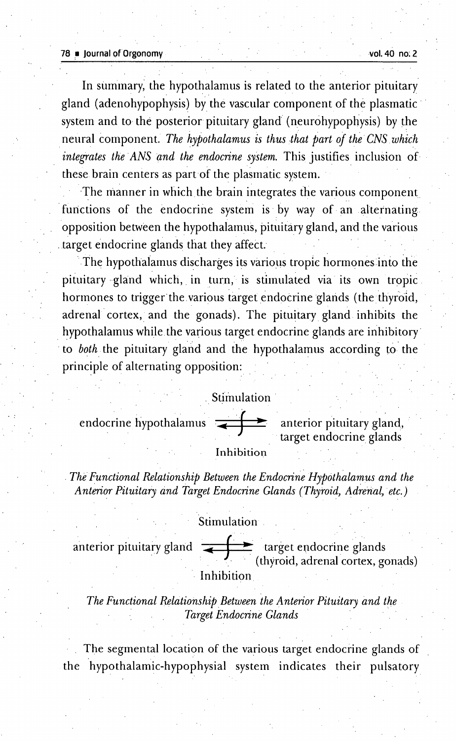In summary, the hypothalamus is related to the anterior pituitary gland (adenohypophysis) by the vascular component of the plasmatic system and to the posterior pituitary gland (neurohypophysis) by the neural component. *The hypothalamus is thus that part of the CNS which integrates the ANS and the endocrine system.* This justifies inclusion of these brain centers as part of the plasmatic system.

The manner in which the brain integrates the various component functions of the endocrine system is by way of an alternating opposition between the hypothalamus, pituitary gland, and the various target endocrine glands that they affect.

The hypothalamus discharges its various tropic hormones into the pituitary gland which, in turn, is stimulated via its own tropic hormones to trigger the various target endocrine glands (the thyroid, adrenal cortex, and the gonads). The pituitary gland inhibits the hypothalamus while the various target endocrine glands are inhibitory to *both* the pituitary gland and the hypothalamus according to the principle of alternating opposition:

Stimulation

endocrine hypothalamus ⇄ anterior pituitary gland, target endocrine glands

Inhibition

*The Functional Relationship Between the Endocrine Hypothalamus and the Anterior Pituitary and Target Endocrine Glands (Thyroid, Adrenal, etc.)*

Stimulation

anterior pituitary gland ⇄ target endocrine glands (thyroid, adrenal cortex, gonads)

Inhibition

*The Functional Relationship Between the Anterior Pituitary and the Target Endocrine Glands*

The segmental location of the various target endocrine glands of the hypothalamic-hypophysial system indicates their pulsatory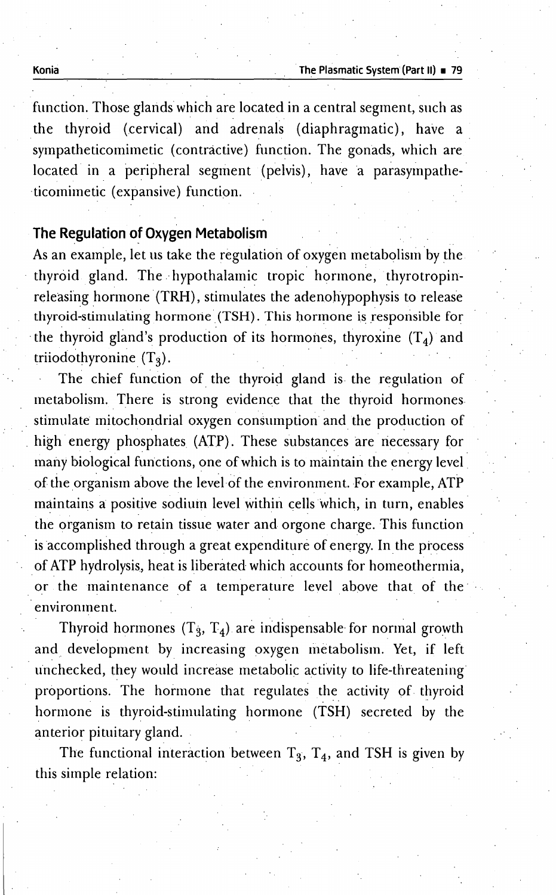function. Those glands which are located in a central segment, such as the thyroid (cervical) and adrenals (diaphragmatic), have a sympatheticomimetic (contractive) function. The gonads, which are located in a peripheral segment (pelvis), have a parasympatheticomimetic (expansive) function.

## The Regulation of Oxygen Metabolism

As an example, let us take the regulation of oxygen metabolism by the thyroid gland. The hypothalamic tropic hormone, thyrotropin-releasing hormone (TRH), stimulates the adenohypophysis to release thyroid-stimulating hormone (TSH). This hormone is responsible for the thyroid gland's production of its hormones, thyroxine ($T_4$) and triiodothyronine ($T_3$).

The chief function of the thyroid gland is the regulation of metabolism. There is strong evidence that the thyroid hormones stimulate mitochondrial oxygen consumption and the production of high energy phosphates (ATP). These substances are necessary for many biological functions, one of which is to maintain the energy level of the organism above the level of the environment. For example, ATP maintains a positive sodium level within cells which, in turn, enables the organism to retain tissue water and orgone charge. This function is accomplished through a great expenditure of energy. In the process of ATP hydrolysis, heat is liberated which accounts for homeothermia, or the maintenance of a temperature level above that of the environment.

Thyroid hormones ($T_3$, $T_4$) are indispensable for normal growth and development by increasing oxygen metabolism. Yet, if left unchecked, they would increase metabolic activity to life-threatening proportions. The hormone that regulates the activity of thyroid hormone is thyroid-stimulating hormone (TSH) secreted by the anterior pituitary gland.

The functional interaction between $T_3$, $T_4$, and TSH is given by this simple relation: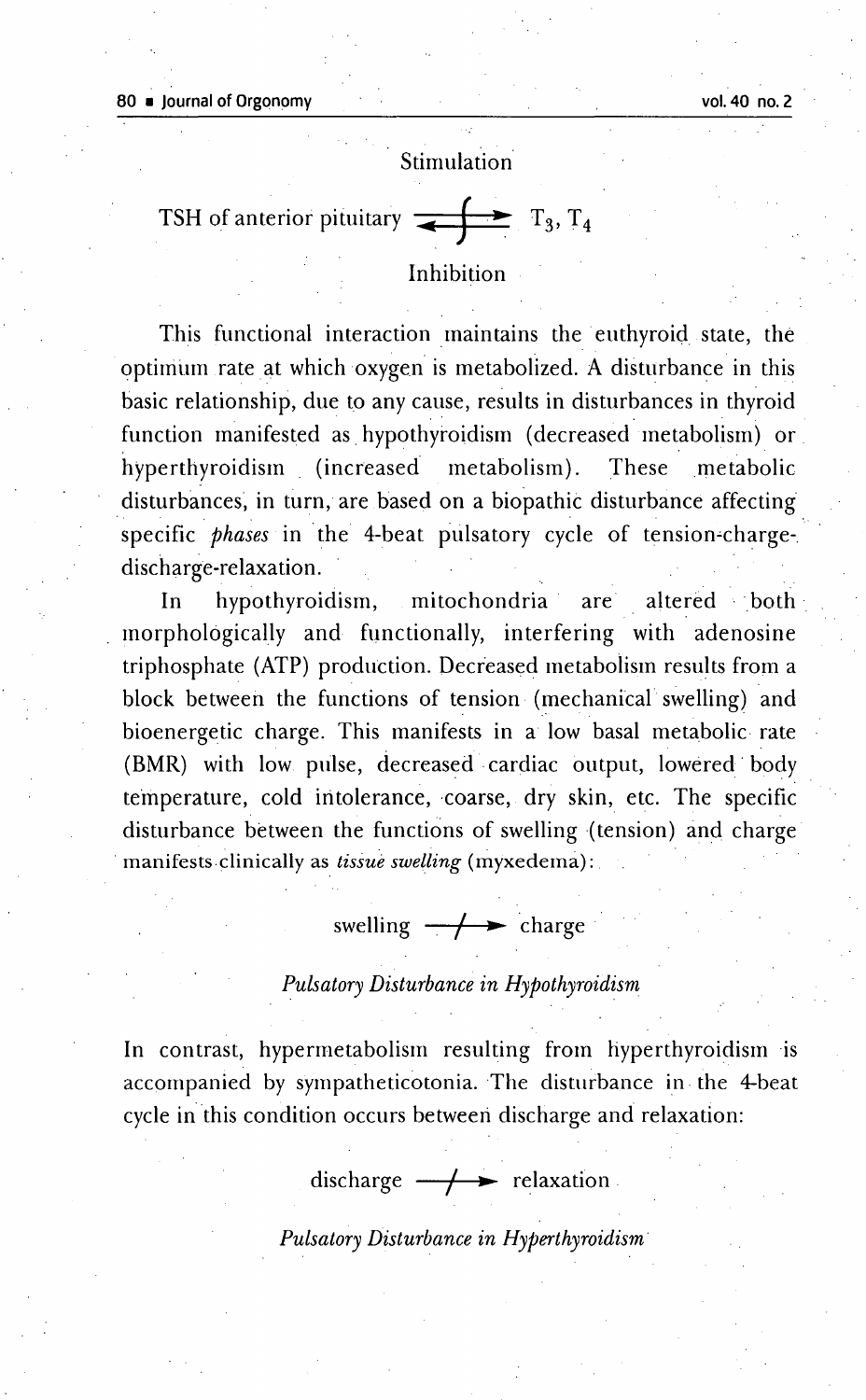Stimulation

$$\text{TSH of anterior pituitary} \rightleftarrows T_3, T_4$$

Inhibition

This functional interaction maintains the euthyroid state, the optimum rate at which oxygen is metabolized. A disturbance in this basic relationship, due to any cause, results in disturbances in thyroid function manifested as hypothyroidism (decreased metabolism) or hyperthyroidism (increased metabolism). These metabolic disturbances, in turn, are based on a biopathic disturbance affecting specific *phases* in the 4-beat pulsatory cycle of tension-charge-discharge-relaxation.

In hypothyroidism, mitochondria are altered both morphologically and functionally, interfering with adenosine triphosphate (ATP) production. Decreased metabolism results from a block between the functions of tension (mechanical swelling) and bioenergetic charge. This manifests in a low basal metabolic rate (BMR) with low pulse, decreased cardiac output, lowered body temperature, cold intolerance, coarse, dry skin, etc. The specific disturbance between the functions of swelling (tension) and charge manifests clinically as *tissue swelling* (myxedema):

$$\text{swelling} \not\rightarrow \text{charge}$$

*Pulsatory Disturbance in Hypothyroidism*

In contrast, hypermetabolism resulting from hyperthyroidism is accompanied by sympatheticotonia. The disturbance in the 4-beat cycle in this condition occurs between discharge and relaxation:

$$\text{discharge} \not\rightarrow \text{relaxation}$$

*Pulsatory Disturbance in Hyperthyroidism*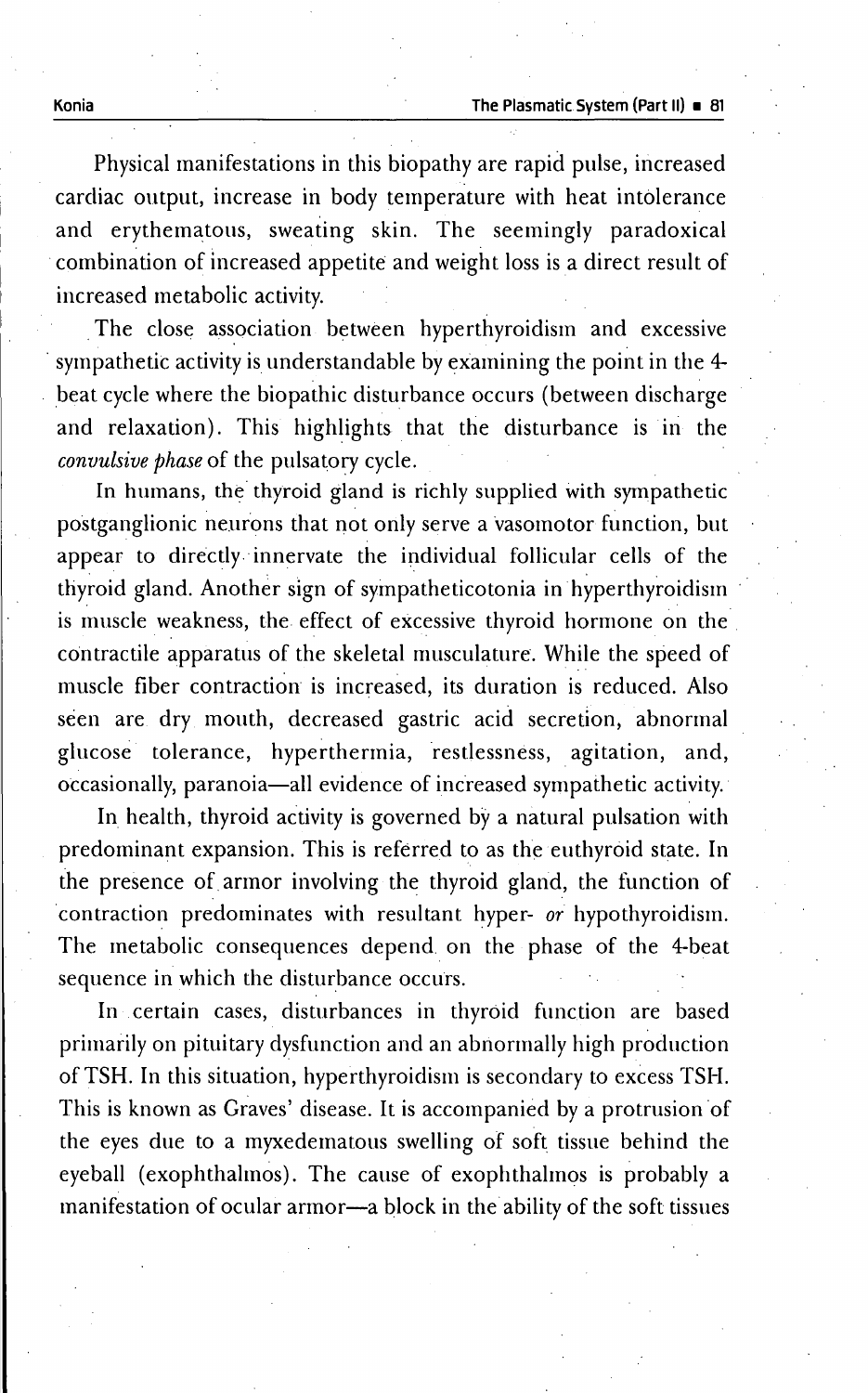Physical manifestations in this biopathy are rapid pulse, increased cardiac output, increase in body temperature with heat intolerance and erythematous, sweating skin. The seemingly paradoxical combination of increased appetite and weight loss is a direct result of increased metabolic activity.

The close association between hyperthyroidism and excessive sympathetic activity is understandable by examining the point in the 4-beat cycle where the biopathic disturbance occurs (between discharge and relaxation). This highlights that the disturbance is in the *convulsive phase* of the pulsatory cycle.

In humans, the thyroid gland is richly supplied with sympathetic postganglionic neurons that not only serve a vasomotor function, but appear to directly innervate the individual follicular cells of the thyroid gland. Another sign of sympatheticotonia in hyperthyroidism is muscle weakness, the effect of excessive thyroid hormone on the contractile apparatus of the skeletal musculature. While the speed of muscle fiber contraction is increased, its duration is reduced. Also seen are dry mouth, decreased gastric acid secretion, abnormal glucose tolerance, hyperthermia, restlessness, agitation, and, occasionally, paranoia—all evidence of increased sympathetic activity.

In health, thyroid activity is governed by a natural pulsation with predominant expansion. This is referred to as the euthyroid state. In the presence of armor involving the thyroid gland, the function of contraction predominates with resultant hyper- *or* hypothyroidism. The metabolic consequences depend on the phase of the 4-beat sequence in which the disturbance occurs.

In certain cases, disturbances in thyroid function are based primarily on pituitary dysfunction and an abnormally high production of TSH. In this situation, hyperthyroidism is secondary to excess TSH. This is known as Graves' disease. It is accompanied by a protrusion of the eyes due to a myxedematous swelling of soft tissue behind the eyeball (exophthalmos). The cause of exophthalmos is probably a manifestation of ocular armor—a block in the ability of the soft tissues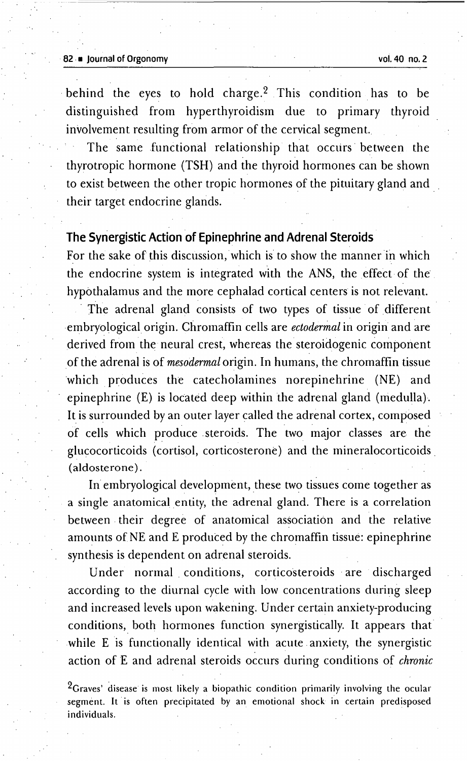behind the eyes to hold charge.[2] This condition has to be distinguished from hyperthyroidism due to primary thyroid involvement resulting from armor of the cervical segment.

The same functional relationship that occurs between the thyrotropic hormone (TSH) and the thyroid hormones can be shown to exist between the other tropic hormones of the pituitary gland and their target endocrine glands.

## The Synergistic Action of Epinephrine and Adrenal Steroids

For the sake of this discussion, which is to show the manner in which the endocrine system is integrated with the ANS, the effect of the hypothalamus and the more cephalad cortical centers is not relevant.

The adrenal gland consists of two types of tissue of different embryological origin. Chromaffin cells are *ectodermal* in origin and are derived from the neural crest, whereas the steroidogenic component of the adrenal is of *mesodermal* origin. In humans, the chromaffin tissue which produces the catecholamines norepinehrine (NE) and epinephrine (E) is located deep within the adrenal gland (medulla). It is surrounded by an outer layer called the adrenal cortex, composed of cells which produce steroids. The two major classes are the glucocorticoids (cortisol, corticosterone) and the mineralocorticoids (aldosterone).

In embryological development, these two tissues come together as a single anatomical entity, the adrenal gland. There is a correlation between their degree of anatomical association and the relative amounts of NE and E produced by the chromaffin tissue: epinephrine synthesis is dependent on adrenal steroids.

Under normal conditions, corticosteroids are discharged according to the diurnal cycle with low concentrations during sleep and increased levels upon wakening. Under certain anxiety-producing conditions, both hormones function synergistically. It appears that while E is functionally identical with acute anxiety, the synergistic action of E and adrenal steroids occurs during conditions of *chronic*

[2] Graves' disease is most likely a biopathic condition primarily involving the ocular segment. It is often precipitated by an emotional shock in certain predisposed individuals.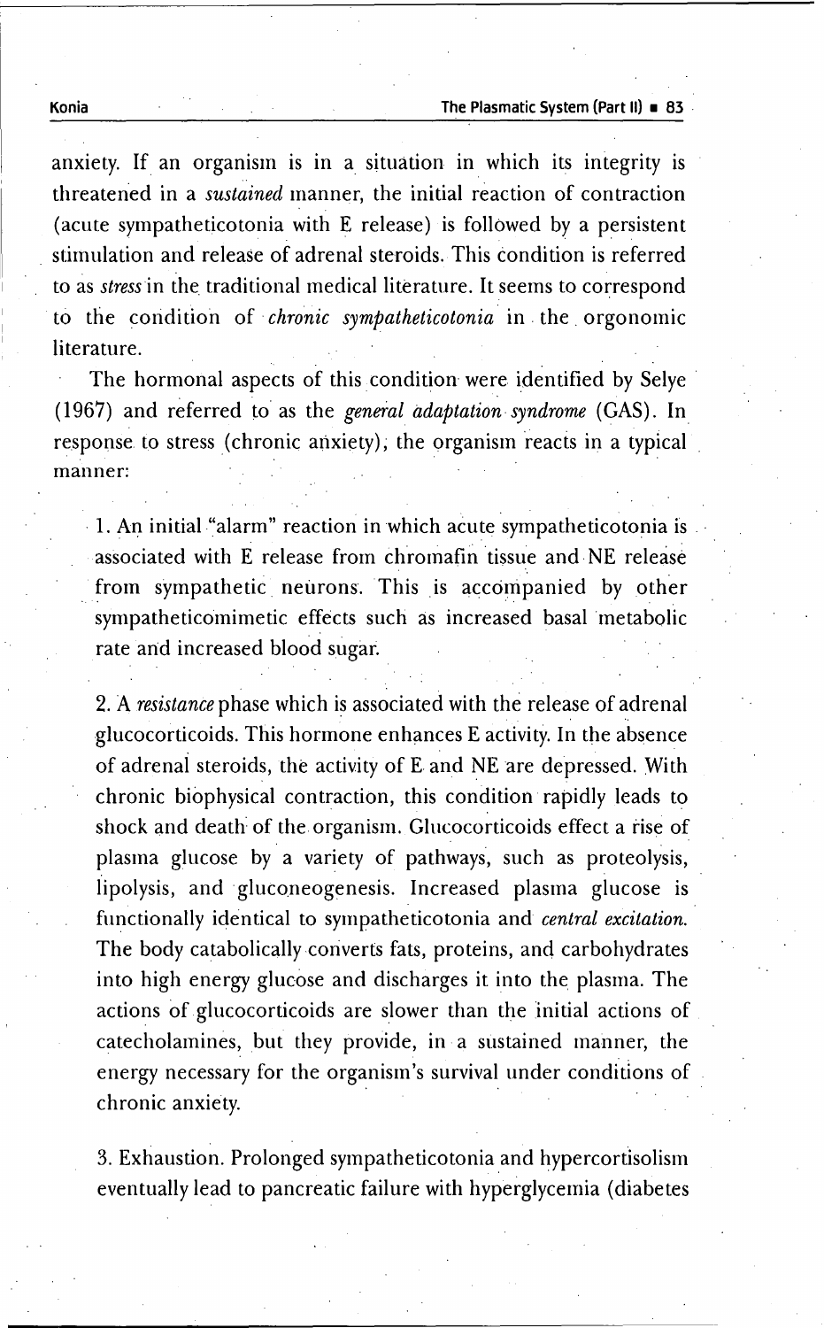anxiety. If an organism is in a situation in which its integrity is threatened in a *sustained* manner, the initial reaction of contraction (acute sympatheticotonia with E release) is followed by a persistent stimulation and release of adrenal steroids. This condition is referred to as *stress* in the traditional medical literature. It seems to correspond to the condition of *chronic sympatheticotonia* in the orgonomic literature.

The hormonal aspects of this condition were identified by Selye (1967) and referred to as the *general adaptation syndrome* (GAS). In response to stress (chronic anxiety), the organism reacts in a typical manner:

1. An initial "alarm" reaction in which acute sympatheticotonia is associated with E release from chromafin tissue and NE release from sympathetic neurons. This is accompanied by other sympatheticomimetic effects such as increased basal metabolic rate and increased blood sugar.

2. A *resistance* phase which is associated with the release of adrenal glucocorticoids. This hormone enhances E activity. In the absence of adrenal steroids, the activity of E and NE are depressed. With chronic biophysical contraction, this condition rapidly leads to shock and death of the organism. Glucocorticoids effect a rise of plasma glucose by a variety of pathways, such as proteolysis, lipolysis, and gluconeogenesis. Increased plasma glucose is functionally identical to sympatheticotonia and *central excitation.* The body catabolically converts fats, proteins, and carbohydrates into high energy glucose and discharges it into the plasma. The actions of glucocorticoids are slower than the initial actions of catecholamines, but they provide, in a sustained manner, the energy necessary for the organism's survival under conditions of chronic anxiety.

3. Exhaustion. Prolonged sympatheticotonia and hypercortisolism eventually lead to pancreatic failure with hyperglycemia (diabetes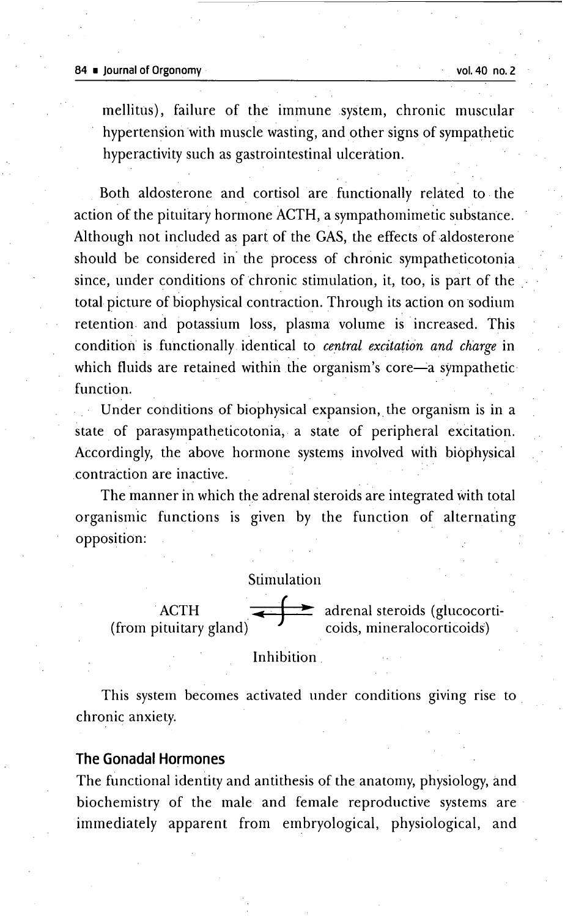mellitus), failure of the immune system, chronic muscular hypertension with muscle wasting, and other signs of sympathetic hyperactivity such as gastrointestinal ulceration.

Both aldosterone and cortisol are functionally related to the action of the pituitary hormone ACTH, a sympathomimetic substance. Although not included as part of the GAS, the effects of aldosterone should be considered in the process of chronic sympatheticotonia since, under conditions of chronic stimulation, it, too, is part of the total picture of biophysical contraction. Through its action on sodium retention and potassium loss, plasma volume is increased. This condition is functionally identical to *central excitation and charge* in which fluids are retained within the organism's core—a sympathetic function.

Under conditions of biophysical expansion, the organism is in a state of parasympatheticotonia, a state of peripheral excitation. Accordingly, the above hormone systems involved with biophysical contraction are inactive.

The manner in which the adrenal steroids are integrated with total organismic functions is given by the function of alternating opposition:

Stimulation

ACTH (from pituitary gland) ⇄ adrenal steroids (glucocorticoids, mineralocorticoids)

Inhibition

This system becomes activated under conditions giving rise to chronic anxiety.

## The Gonadal Hormones

The functional identity and antithesis of the anatomy, physiology, and biochemistry of the male and female reproductive systems are immediately apparent from embryological, physiological, and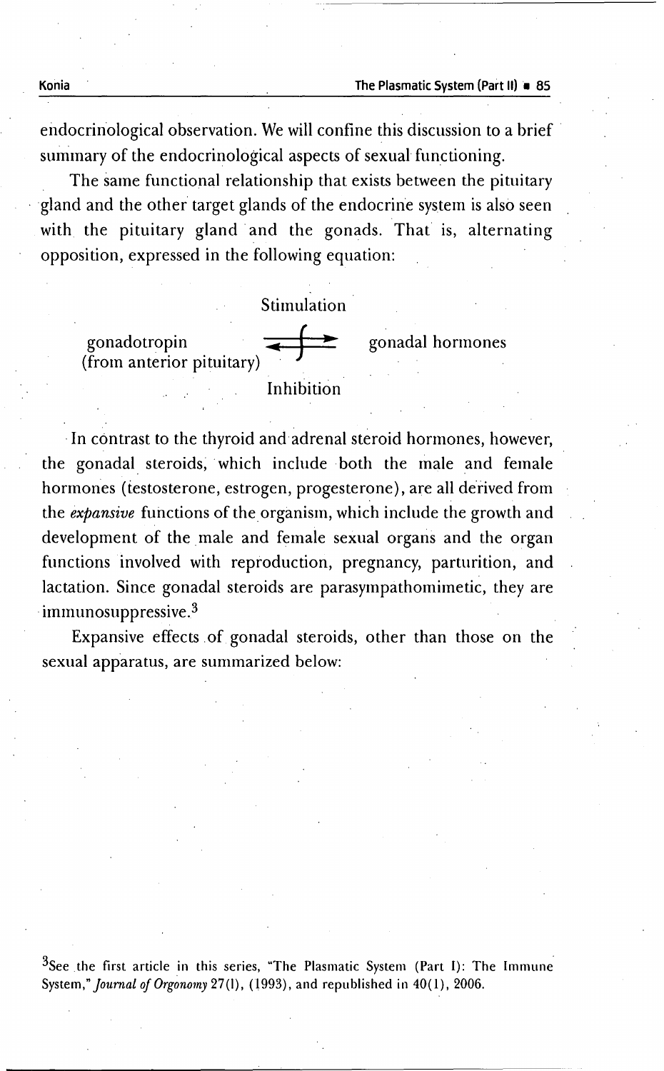endocrinological observation. We will confine this discussion to a brief summary of the endocrinological aspects of sexual functioning.

The same functional relationship that exists between the pituitary gland and the other target glands of the endocrine system is also seen with the pituitary gland and the gonads. That is, alternating opposition, expressed in the following equation:

$$\text{gonadotropin (from anterior pituitary)} \; \underset{\text{Inhibition}}{\overset{\text{Stimulation}}{\rightleftarrows}} \; \text{gonadal hormones}$$

In contrast to the thyroid and adrenal steroid hormones, however, the gonadal steroids, which include both the male and female hormones (testosterone, estrogen, progesterone), are all derived from the *expansive* functions of the organism, which include the growth and development of the male and female sexual organs and the organ functions involved with reproduction, pregnancy, parturition, and lactation. Since gonadal steroids are parasympathomimetic, they are immunosuppressive.[3]

Expansive effects of gonadal steroids, other than those on the sexual apparatus, are summarized below:

[3] See the first article in this series, "The Plasmatic System (Part I): The Immune System," *Journal of Orgonomy* 27(1), (1993), and republished in 40(1), 2006.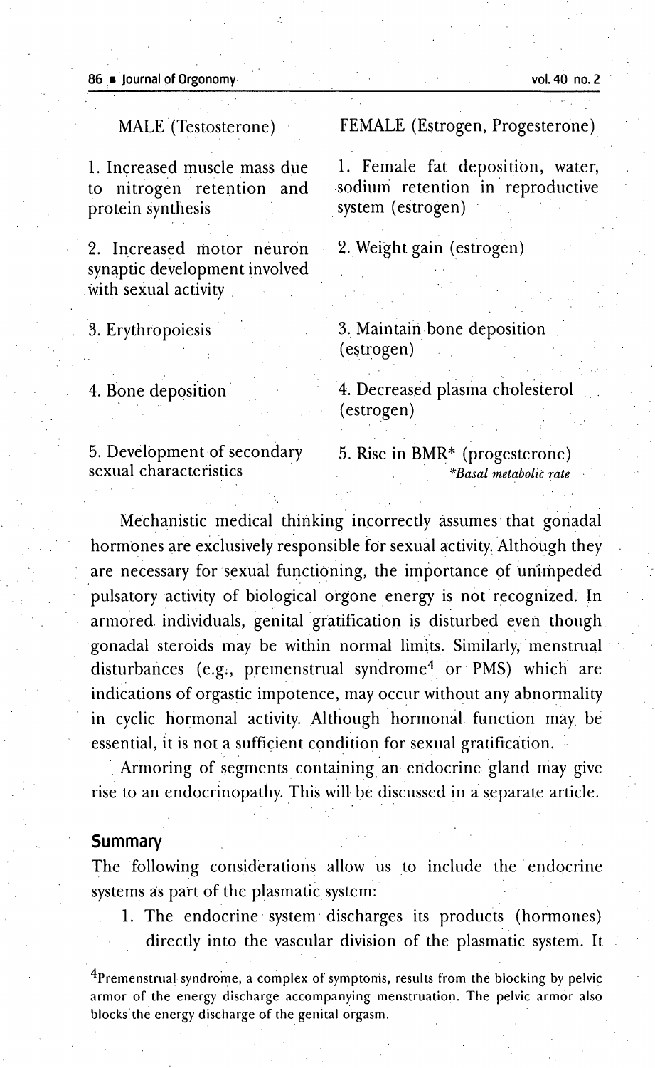| MALE (Testosterone) | FEMALE (Estrogen, Progesterone) |
|---|---|
| 1. Increased muscle mass due to nitrogen retention and protein synthesis | 1. Female fat deposition, water, sodium retention in reproductive system (estrogen) |
| 2. Increased motor neuron synaptic development involved with sexual activity | 2. Weight gain (estrogen) |
| 3. Erythropoiesis | 3. Maintain bone deposition (estrogen) |
| 4. Bone deposition | 4. Decreased plasma cholesterol (estrogen) |
| 5. Development of secondary sexual characteristics | 5. Rise in BMR* (progesterone) |

*\*Basal metabolic rate*

Mechanistic medical thinking incorrectly assumes that gonadal hormones are exclusively responsible for sexual activity. Although they are necessary for sexual functioning, the importance of unimpeded pulsatory activity of biological orgone energy is not recognized. In armored individuals, genital gratification is disturbed even though gonadal steroids may be within normal limits. Similarly, menstrual disturbances (e.g., premenstrual syndrome[4] or PMS) which are indications of orgastic impotence, may occur without any abnormality in cyclic hormonal activity. Although hormonal function may be essential, it is not a sufficient condition for sexual gratification.

Armoring of segments containing an endocrine gland may give rise to an endocrinopathy. This will be discussed in a separate article.

## Summary

The following considerations allow us to include the endocrine systems as part of the plasmatic system:

1. The endocrine system discharges its products (hormones) directly into the vascular division of the plasmatic system. It

[4]Premenstrual syndrome, a complex of symptoms, results from the blocking by pelvic armor of the energy discharge accompanying menstruation. The pelvic armor also blocks the energy discharge of the genital orgasm.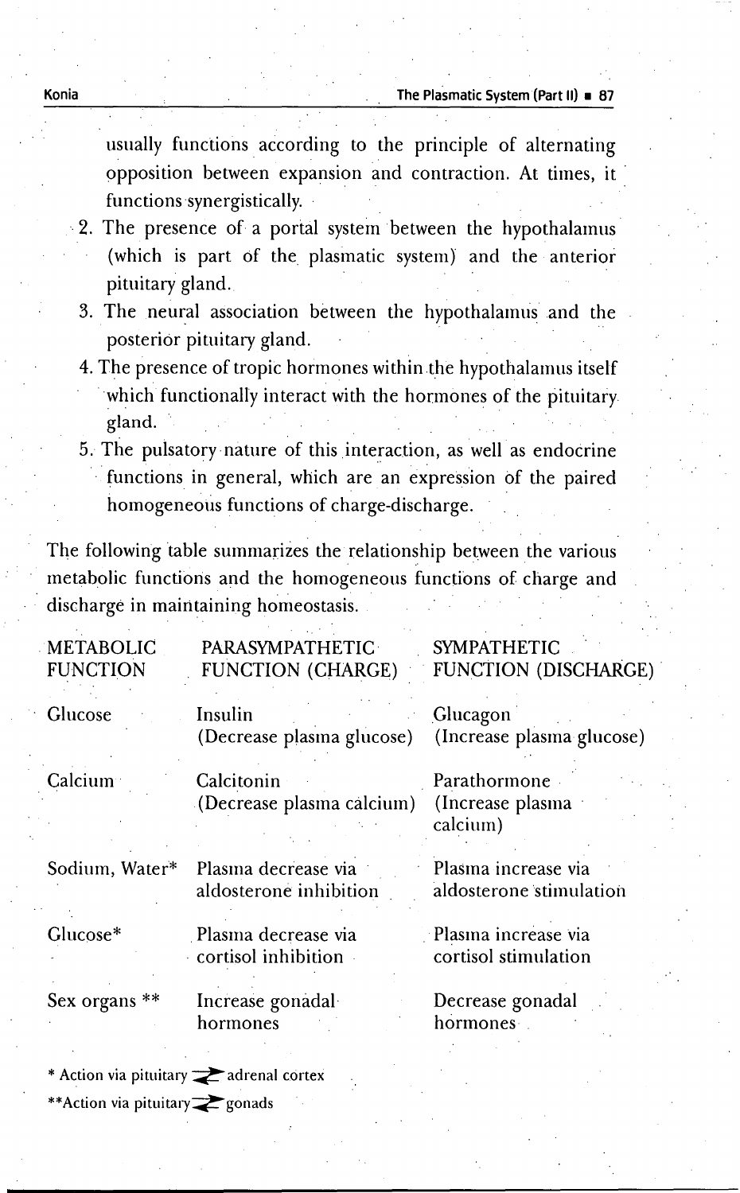usually functions according to the principle of alternating opposition between expansion and contraction. At times, it functions synergistically.

2. The presence of a portal system between the hypothalamus (which is part of the plasmatic system) and the anterior pituitary gland.
3. The neural association between the hypothalamus and the posterior pituitary gland.
4. The presence of tropic hormones within the hypothalamus itself which functionally interact with the hormones of the pituitary gland.
5. The pulsatory nature of this interaction, as well as endocrine functions in general, which are an expression of the paired homogeneous functions of charge-discharge.

The following table summarizes the relationship between the various metabolic functions and the homogeneous functions of charge and discharge in maintaining homeostasis.

| METABOLIC FUNCTION | PARASYMPATHETIC FUNCTION (CHARGE) | SYMPATHETIC FUNCTION (DISCHARGE) |
|---|---|---|
| Glucose | Insulin (Decrease plasma glucose) | Glucagon (Increase plasma glucose) |
| Calcium | Calcitonin (Decrease plasma calcium) | Parathormone (Increase plasma calcium) |
| Sodium, Water* | Plasma decrease via aldosterone inhibition | Plasma increase via aldosterone stimulation |
| Glucose* | Plasma decrease via cortisol inhibition | Plasma increase via cortisol stimulation |
| Sex organs ** | Increase gonadal hormones | Decrease gonadal hormones |

\* Action via pituitary ⇄ adrenal cortex

\*\*Action via pituitary ⇄ gonads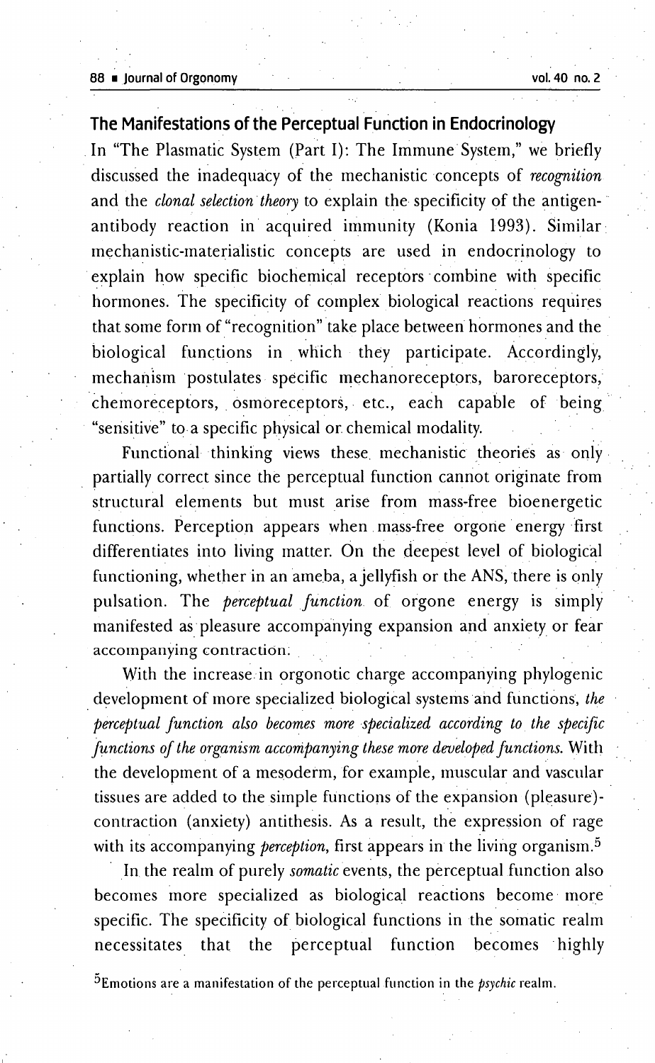## The Manifestations of the Perceptual Function in Endocrinology

In "The Plasmatic System (Part I): The Immune System," we briefly discussed the inadequacy of the mechanistic concepts of *recognition* and the *clonal selection theory* to explain the specificity of the antigen-antibody reaction in acquired immunity (Konia 1993). Similar mechanistic-materialistic concepts are used in endocrinology to explain how specific biochemical receptors combine with specific hormones. The specificity of complex biological reactions requires that some form of "recognition" take place between hormones and the biological functions in which they participate. Accordingly, mechanism postulates specific mechanoreceptors, baroreceptors, chemoreceptors, osmoreceptors, etc., each capable of being "sensitive" to a specific physical or chemical modality.

Functional thinking views these mechanistic theories as only partially correct since the perceptual function cannot originate from structural elements but must arise from mass-free bioenergetic functions. Perception appears when mass-free orgone energy first differentiates into living matter. On the deepest level of biological functioning, whether in an ameba, a jellyfish or the ANS, there is only pulsation. The *perceptual function* of orgone energy is simply manifested as pleasure accompanying expansion and anxiety or fear accompanying contraction.

With the increase in orgonotic charge accompanying phylogenic development of more specialized biological systems and functions, *the perceptual function also becomes more specialized according to the specific functions of the organism accompanying these more developed functions.* With the development of a mesoderm, for example, muscular and vascular tissues are added to the simple functions of the expansion (pleasure)-contraction (anxiety) antithesis. As a result, the expression of rage with its accompanying *perception*, first appears in the living organism.[5]

In the realm of purely *somatic* events, the perceptual function also becomes more specialized as biological reactions become more specific. The specificity of biological functions in the somatic realm necessitates that the perceptual function becomes highly

[5] Emotions are a manifestation of the perceptual function in the *psychic* realm.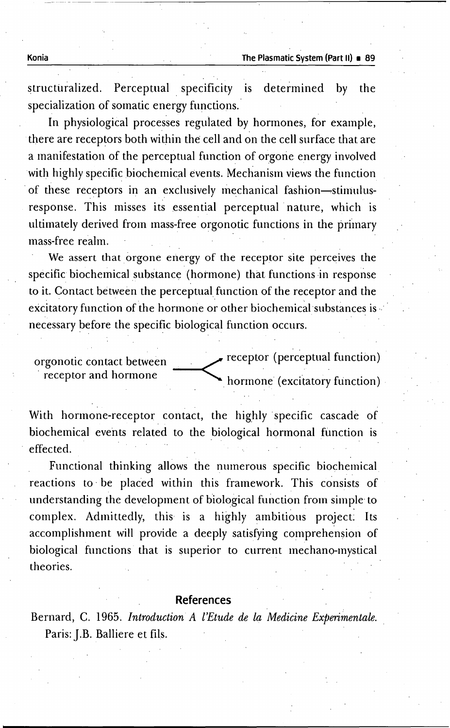structuralized. Perceptual specificity is determined by the specialization of somatic energy functions.

In physiological processes regulated by hormones, for example, there are receptors both within the cell and on the cell surface that are a manifestation of the perceptual function of orgone energy involved with highly specific biochemical events. Mechanism views the function of these receptors in an exclusively mechanical fashion—stimulus-response. This misses its essential perceptual nature, which is ultimately derived from mass-free orgonotic functions in the primary mass-free realm.

We assert that orgone energy of the receptor site perceives the specific biochemical substance (hormone) that functions in response to it. Contact between the perceptual function of the receptor and the excitatory function of the hormone or other biochemical substances is necessary before the specific biological function occurs.

```
orgonotic contact between   ──<  receptor (perceptual function)
  receptor and hormone           hormone (excitatory function)
```

With hormone-receptor contact, the highly specific cascade of biochemical events related to the biological hormonal function is effected.

Functional thinking allows the numerous specific biochemical reactions to be placed within this framework. This consists of understanding the development of biological function from simple to complex. Admittedly, this is a highly ambitious project. Its accomplishment will provide a deeply satisfying comprehension of biological functions that is superior to current mechano-mystical theories.

## References

Bernard, C. 1965. *Introduction A l'Etude de la Medicine Experimentale.* Paris: J.B. Balliere et fils.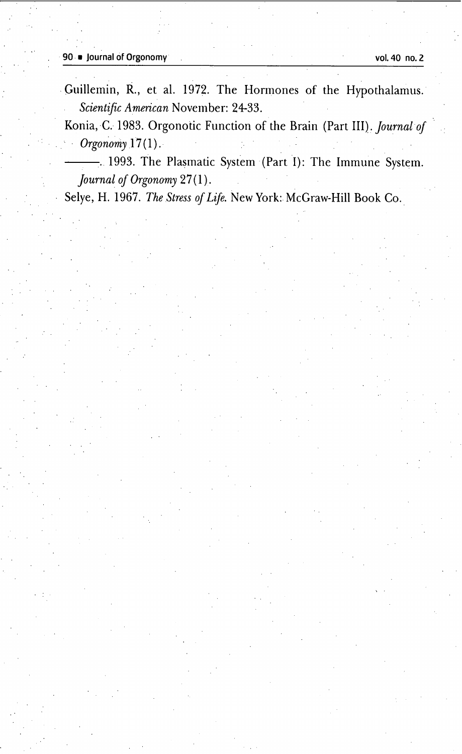Guillemin, R., et al. 1972. The Hormones of the Hypothalamus. *Scientific American* November: 24-33.

Konia, C. 1983. Orgonotic Function of the Brain (Part III). *Journal of Orgonomy* 17(1).

———. 1993. The Plasmatic System (Part I): The Immune System. *Journal of Orgonomy* 27(1).

Selye, H. 1967. *The Stress of Life.* New York: McGraw-Hill Book Co.